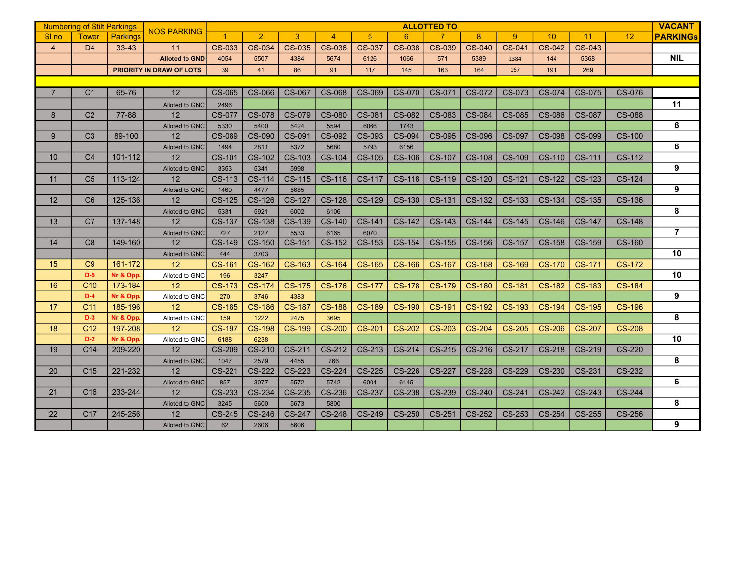| Numbering of Stilt Parkings | | | NOS PARKING | ALLOTTED TO | | | | | | | | | | | | VACANT PARKINGs |
|---|---|---|---|---|---|---|---|---|---|---|---|---|---|---|---|---|
| Sl no | Tower | Parkings | | 1 | 2 | 3 | 4 | 5 | 6 | 7 | 8 | 9 | 10 | 11 | 12 | |
| 4 | D4 | 33-43 | 11 | CS-033 | CS-034 | CS-035 | CS-036 | CS-037 | CS-038 | CS-039 | CS-040 | CS-041 | CS-042 | CS-043 | | |
| | | | **Alloted to GND** | 4054 | 5507 | 4384 | 5674 | 6126 | 1066 | 571 | 5389 | 2384 | 144 | 5368 | | **NIL** |
| | | **PRIORITY IN DRAW OF LOTS** | | 39 | 41 | 86 | 91 | 117 | 145 | 163 | 164 | 167 | 191 | 269 | | |
| | | | | | | | | | | | | | | | | |
| 7 | C1 | 65-76 | 12 | CS-065 | CS-066 | CS-067 | CS-068 | CS-069 | CS-070 | CS-071 | CS-072 | CS-073 | CS-074 | CS-075 | CS-076 | |
| | | | Alloted to GNC | 2496 | | | | | | | | | | | | **11** |
| 8 | C2 | 77-88 | 12 | CS-077 | CS-078 | CS-079 | CS-080 | CS-081 | CS-082 | CS-083 | CS-084 | CS-085 | CS-086 | CS-087 | CS-088 | |
| | | | Alloted to GNC | 5330 | 5400 | 5424 | 5594 | 6066 | 1743 | | | | | | | **6** |
| 9 | C3 | 89-100 | 12 | CS-089 | CS-090 | CS-091 | CS-092 | CS-093 | CS-094 | CS-095 | CS-096 | CS-097 | CS-098 | CS-099 | CS-100 | |
| | | | Alloted to GNC | 1494 | 2811 | 5372 | 5680 | 5793 | 6156 | | | | | | | **6** |
| 10 | C4 | 101-112 | 12 | CS-101 | CS-102 | CS-103 | CS-104 | CS-105 | CS-106 | CS-107 | CS-108 | CS-109 | CS-110 | CS-111 | CS-112 | |
| | | | Alloted to GNC | 3353 | 5341 | 5998 | | | | | | | | | | **9** |
| 11 | C5 | 113-124 | 12 | CS-113 | CS-114 | CS-115 | CS-116 | CS-117 | CS-118 | CS-119 | CS-120 | CS-121 | CS-122 | CS-123 | CS-124 | |
| | | | Alloted to GNC | 1460 | 4477 | 5685 | | | | | | | | | | **9** |
| 12 | C6 | 125-136 | 12 | CS-125 | CS-126 | CS-127 | CS-128 | CS-129 | CS-130 | CS-131 | CS-132 | CS-133 | CS-134 | CS-135 | CS-136 | |
| | | | Alloted to GNC | 5331 | 5921 | 6002 | 6106 | | | | | | | | | **8** |
| 13 | C7 | 137-148 | 12 | CS-137 | CS-138 | CS-139 | CS-140 | CS-141 | CS-142 | CS-143 | CS-144 | CS-145 | CS-146 | CS-147 | CS-148 | |
| | | | Alloted to GNC | 727 | 2127 | 5533 | 6165 | 6070 | | | | | | | | **7** |
| 14 | C8 | 149-160 | 12 | CS-149 | CS-150 | CS-151 | CS-152 | CS-153 | CS-154 | CS-155 | CS-156 | CS-157 | CS-158 | CS-159 | CS-160 | |
| | | | Alloted to GNC | 444 | 3703 | | | | | | | | | | | **10** |
| 15 | C9 | 161-172 | 12 | CS-161 | CS-162 | CS-163 | CS-164 | CS-165 | CS-166 | CS-167 | CS-168 | CS-169 | CS-170 | CS-171 | CS-172 | |
| | **D-5** | **Nr & Opp.** | Alloted to GNC | 196 | 3247 | | | | | | | | | | | **10** |
| 16 | C10 | 173-184 | 12 | CS-173 | CS-174 | CS-175 | CS-176 | CS-177 | CS-178 | CS-179 | CS-180 | CS-181 | CS-182 | CS-183 | CS-184 | |
| | **D-4** | **Nr & Opp.** | Alloted to GNC | 270 | 3746 | 4383 | | | | | | | | | | **9** |
| 17 | C11 | 185-196 | 12 | CS-185 | CS-186 | CS-187 | CS-188 | CS-189 | CS-190 | CS-191 | CS-192 | CS-193 | CS-194 | CS-195 | CS-196 | |
| | **D-3** | **Nr & Opp.** | Alloted to GNC | 159 | 1222 | 2475 | 3695 | | | | | | | | | **8** |
| 18 | C12 | 197-208 | 12 | CS-197 | CS-198 | CS-199 | CS-200 | CS-201 | CS-202 | CS-203 | CS-204 | CS-205 | CS-206 | CS-207 | CS-208 | |
| | **D-2** | **Nr & Opp.** | Alloted to GNC | 6188 | 6238 | | | | | | | | | | | **10** |
| 19 | C14 | 209-220 | 12 | CS-209 | CS-210 | CS-211 | CS-212 | CS-213 | CS-214 | CS-215 | CS-216 | CS-217 | CS-218 | CS-219 | CS-220 | |
| | | | Alloted to GNC | 1047 | 2579 | 4455 | 766 | | | | | | | | | **8** |
| 20 | C15 | 221-232 | 12 | CS-221 | CS-222 | CS-223 | CS-224 | CS-225 | CS-226 | CS-227 | CS-228 | CS-229 | CS-230 | CS-231 | CS-232 | |
| | | | Alloted to GNC | 857 | 3077 | 5572 | 5742 | 6004 | 6145 | | | | | | | **6** |
| 21 | C16 | 233-244 | 12 | CS-233 | CS-234 | CS-235 | CS-236 | CS-237 | CS-238 | CS-239 | CS-240 | CS-241 | CS-242 | CS-243 | CS-244 | |
| | | | Alloted to GNC | 3245 | 5600 | 5673 | 5800 | | | | | | | | | **8** |
| 22 | C17 | 245-256 | 12 | CS-245 | CS-246 | CS-247 | CS-248 | CS-249 | CS-250 | CS-251 | CS-252 | CS-253 | CS-254 | CS-255 | CS-256 | |
| | | | Alloted to GNC | 62 | 2606 | 5606 | | | | | | | | | | **9** |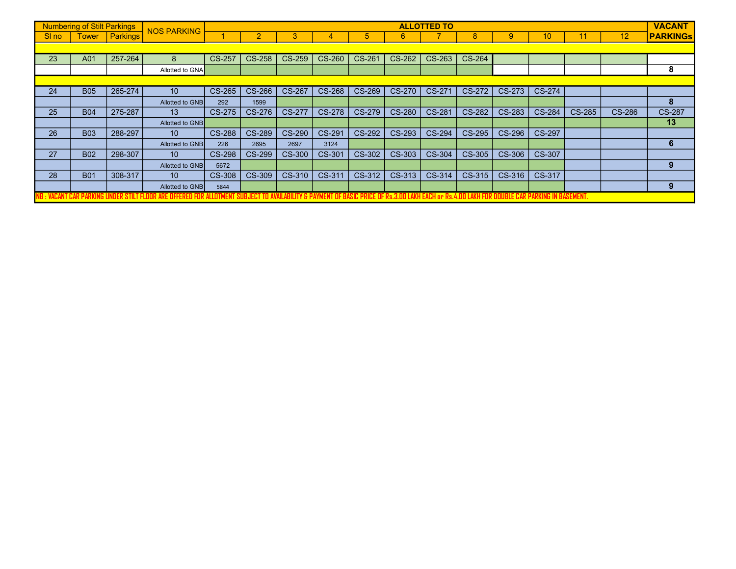| Numbering of Stilt Parkings | | | NOS PARKING | ALLOTTED TO | | | | | | | | | | | | VACANT PARKINGs |
|---|---|---|---|---|---|---|---|---|---|---|---|---|---|---|---|---|
| Sl no | Tower | Parkings | | 1 | 2 | 3 | 4 | 5 | 6 | 7 | 8 | 9 | 10 | 11 | 12 | |
| | | | | | | | | | | | | | | | | |
| 23 | A01 | 257-264 | 8 | CS-257 | CS-258 | CS-259 | CS-260 | CS-261 | CS-262 | CS-263 | CS-264 | | | | | |
| | | | Allotted to GNA | | | | | | | | | | | | | 8 |
| | | | | | | | | | | | | | | | | |
| 24 | B05 | 265-274 | 10 | CS-265 | CS-266 | CS-267 | CS-268 | CS-269 | CS-270 | CS-271 | CS-272 | CS-273 | CS-274 | | | |
| | | | Allotted to GNB | 292 | 1599 | | | | | | | | | | | 8 |
| 25 | B04 | 275-287 | 13 | CS-275 | CS-276 | CS-277 | CS-278 | CS-279 | CS-280 | CS-281 | CS-282 | CS-283 | CS-284 | CS-285 | CS-286 | CS-287 |
| | | | Allotted to GNB | | | | | | | | | | | | | 13 |
| 26 | B03 | 288-297 | 10 | CS-288 | CS-289 | CS-290 | CS-291 | CS-292 | CS-293 | CS-294 | CS-295 | CS-296 | CS-297 | | | |
| | | | Allotted to GNB | 226 | 2695 | 2697 | 3124 | | | | | | | | | 6 |
| 27 | B02 | 298-307 | 10 | CS-298 | CS-299 | CS-300 | CS-301 | CS-302 | CS-303 | CS-304 | CS-305 | CS-306 | CS-307 | | | |
| | | | Allotted to GNB | 5672 | | | | | | | | | | | | 9 |
| 28 | B01 | 308-317 | 10 | CS-308 | CS-309 | CS-310 | CS-311 | CS-312 | CS-313 | CS-314 | CS-315 | CS-316 | CS-317 | | | |
| | | | Allotted to GNB | 5844 | | | | | | | | | | | | 9 |

NB : VACANT CAR PARKING UNDER STILT FLOOR ARE OFFERED FOR ALLOTMENT SUBJECT TO AVAILABILITY & PAYMENT OF BASIC PRICE OF Rs.3.00 LAKH EACH or Rs.4.00 LAKH FOR DOUBLE CAR PARKING IN BASEMENT.